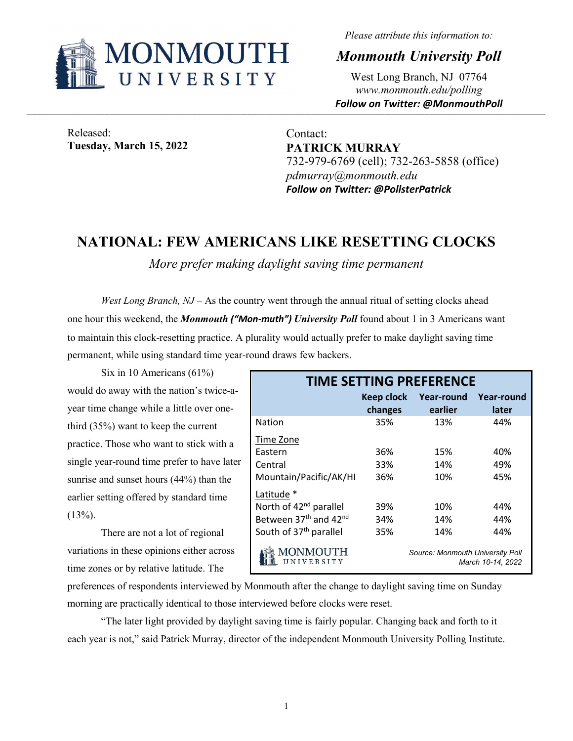MONMOUTH UNIVERSITY

*Please attribute this information to:*

***Monmouth University Poll***

West Long Branch, NJ 07764
*www.monmouth.edu/polling*
***Follow on Twitter: @MonmouthPoll***

Released:
**Tuesday, March 15, 2022**

Contact:
**PATRICK MURRAY**
732-979-6769 (cell); 732-263-5858 (office)
*pdmurray@monmouth.edu*
***Follow on Twitter: @PollsterPatrick***

# NATIONAL: FEW AMERICANS LIKE RESETTING CLOCKS

*More prefer making daylight saving time permanent*

*West Long Branch, NJ* – As the country went through the annual ritual of setting clocks ahead one hour this weekend, the ***Monmouth ("Mon-muth") University Poll*** found about 1 in 3 Americans want to maintain this clock-resetting practice. A plurality would actually prefer to make daylight saving time permanent, while using standard time year-round draws few backers.

Six in 10 Americans (61%) would do away with the nation's twice-a-year time change while a little over one-third (35%) want to keep the current practice. Those who want to stick with a single year-round time prefer to have later sunrise and sunset hours (44%) than the earlier setting offered by standard time (13%).

**TIME SETTING PREFERENCE**

| | Keep clock changes | Year-round earlier | Year-round later |
|---|---|---|---|
| Nation | 35% | 13% | 44% |
| Time Zone | | | |
| Eastern | 36% | 15% | 40% |
| Central | 33% | 14% | 49% |
| Mountain/Pacific/AK/HI | 36% | 10% | 45% |
| Latitude * | | | |
| North of 42nd parallel | 39% | 10% | 44% |
| Between 37th and 42nd | 34% | 14% | 44% |
| South of 37th parallel | 35% | 14% | 44% |

*Source: Monmouth University Poll March 10-14, 2022*

There are not a lot of regional variations in these opinions either across time zones or by relative latitude. The preferences of respondents interviewed by Monmouth after the change to daylight saving time on Sunday morning are practically identical to those interviewed before clocks were reset.

"The later light provided by daylight saving time is fairly popular. Changing back and forth to it each year is not," said Patrick Murray, director of the independent Monmouth University Polling Institute.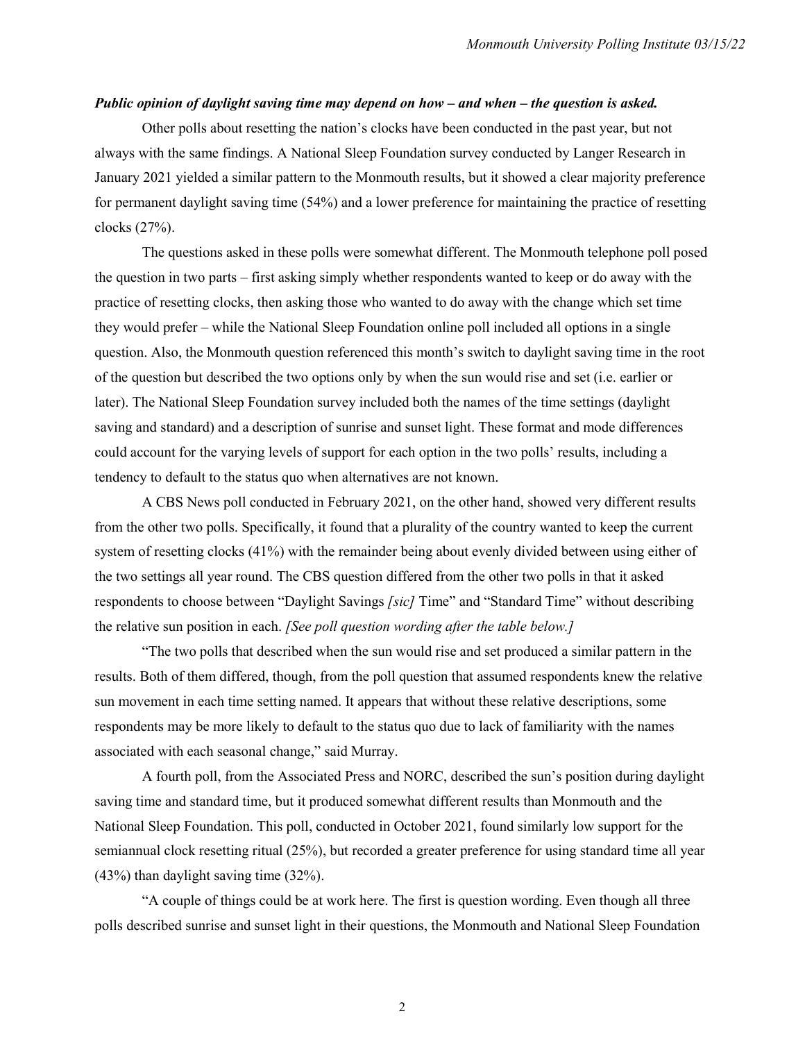***Public opinion of daylight saving time may depend on how – and when – the question is asked.***

Other polls about resetting the nation's clocks have been conducted in the past year, but not always with the same findings. A National Sleep Foundation survey conducted by Langer Research in January 2021 yielded a similar pattern to the Monmouth results, but it showed a clear majority preference for permanent daylight saving time (54%) and a lower preference for maintaining the practice of resetting clocks (27%).

The questions asked in these polls were somewhat different. The Monmouth telephone poll posed the question in two parts – first asking simply whether respondents wanted to keep or do away with the practice of resetting clocks, then asking those who wanted to do away with the change which set time they would prefer – while the National Sleep Foundation online poll included all options in a single question. Also, the Monmouth question referenced this month's switch to daylight saving time in the root of the question but described the two options only by when the sun would rise and set (i.e. earlier or later). The National Sleep Foundation survey included both the names of the time settings (daylight saving and standard) and a description of sunrise and sunset light. These format and mode differences could account for the varying levels of support for each option in the two polls' results, including a tendency to default to the status quo when alternatives are not known.

A CBS News poll conducted in February 2021, on the other hand, showed very different results from the other two polls. Specifically, it found that a plurality of the country wanted to keep the current system of resetting clocks (41%) with the remainder being about evenly divided between using either of the two settings all year round. The CBS question differed from the other two polls in that it asked respondents to choose between "Daylight Savings *[sic]* Time" and "Standard Time" without describing the relative sun position in each. *[See poll question wording after the table below.]*

"The two polls that described when the sun would rise and set produced a similar pattern in the results. Both of them differed, though, from the poll question that assumed respondents knew the relative sun movement in each time setting named. It appears that without these relative descriptions, some respondents may be more likely to default to the status quo due to lack of familiarity with the names associated with each seasonal change," said Murray.

A fourth poll, from the Associated Press and NORC, described the sun's position during daylight saving time and standard time, but it produced somewhat different results than Monmouth and the National Sleep Foundation. This poll, conducted in October 2021, found similarly low support for the semiannual clock resetting ritual (25%), but recorded a greater preference for using standard time all year (43%) than daylight saving time (32%).

"A couple of things could be at work here. The first is question wording. Even though all three polls described sunrise and sunset light in their questions, the Monmouth and National Sleep Foundation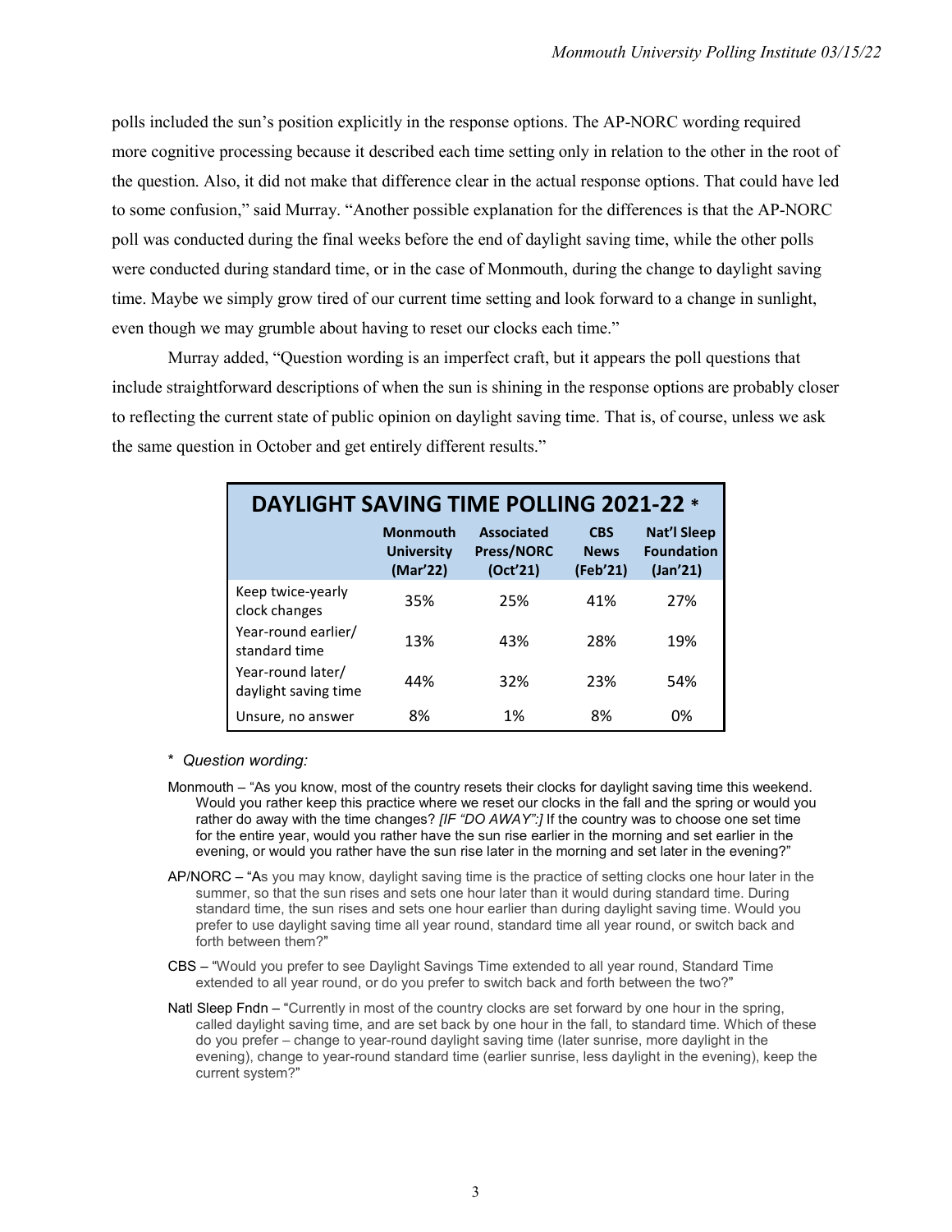polls included the sun's position explicitly in the response options. The AP-NORC wording required more cognitive processing because it described each time setting only in relation to the other in the root of the question. Also, it did not make that difference clear in the actual response options. That could have led to some confusion," said Murray. "Another possible explanation for the differences is that the AP-NORC poll was conducted during the final weeks before the end of daylight saving time, while the other polls were conducted during standard time, or in the case of Monmouth, during the change to daylight saving time. Maybe we simply grow tired of our current time setting and look forward to a change in sunlight, even though we may grumble about having to reset our clocks each time."

Murray added, "Question wording is an imperfect craft, but it appears the poll questions that include straightforward descriptions of when the sun is shining in the response options are probably closer to reflecting the current state of public opinion on daylight saving time. That is, of course, unless we ask the same question in October and get entirely different results."

**DAYLIGHT SAVING TIME POLLING 2021-22 \***

| | Monmouth University (Mar'22) | Associated Press/NORC (Oct'21) | CBS News (Feb'21) | Nat'l Sleep Foundation (Jan'21) |
|---|---|---|---|---|
| Keep twice-yearly clock changes | 35% | 25% | 41% | 27% |
| Year-round earlier/ standard time | 13% | 43% | 28% | 19% |
| Year-round later/ daylight saving time | 44% | 32% | 23% | 54% |
| Unsure, no answer | 8% | 1% | 8% | 0% |

\* *Question wording:*

Monmouth – "As you know, most of the country resets their clocks for daylight saving time this weekend. Would you rather keep this practice where we reset our clocks in the fall and the spring or would you rather do away with the time changes? *[IF "DO AWAY":]* If the country was to choose one set time for the entire year, would you rather have the sun rise earlier in the morning and set earlier in the evening, or would you rather have the sun rise later in the morning and set later in the evening?"

AP/NORC – "As you may know, daylight saving time is the practice of setting clocks one hour later in the summer, so that the sun rises and sets one hour later than it would during standard time. During standard time, the sun rises and sets one hour earlier than during daylight saving time. Would you prefer to use daylight saving time all year round, standard time all year round, or switch back and forth between them?"

CBS – "Would you prefer to see Daylight Savings Time extended to all year round, Standard Time extended to all year round, or do you prefer to switch back and forth between the two?"

Natl Sleep Fndn – "Currently in most of the country clocks are set forward by one hour in the spring, called daylight saving time, and are set back by one hour in the fall, to standard time. Which of these do you prefer – change to year-round daylight saving time (later sunrise, more daylight in the evening), change to year-round standard time (earlier sunrise, less daylight in the evening), keep the current system?"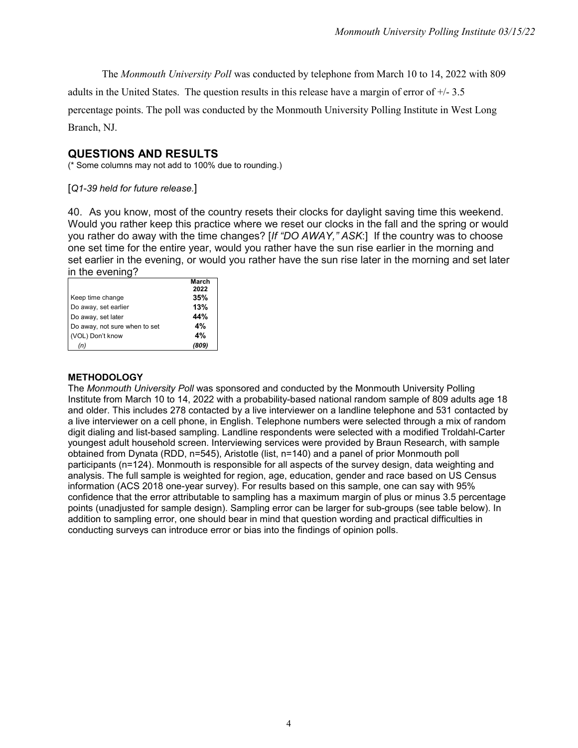The *Monmouth University Poll* was conducted by telephone from March 10 to 14, 2022 with 809 adults in the United States. The question results in this release have a margin of error of +/- 3.5 percentage points. The poll was conducted by the Monmouth University Polling Institute in West Long Branch, NJ.

## QUESTIONS AND RESULTS

(* Some columns may not add to 100% due to rounding.)

[*Q1-39 held for future release.*]

40. As you know, most of the country resets their clocks for daylight saving time this weekend. Would you rather keep this practice where we reset our clocks in the fall and the spring or would you rather do away with the time changes? [*If "DO AWAY," ASK*:] If the country was to choose one set time for the entire year, would you rather have the sun rise earlier in the morning and set earlier in the evening, or would you rather have the sun rise later in the morning and set later in the evening?

| | March 2022 |
|---|---|
| Keep time change | **35%** |
| Do away, set earlier | **13%** |
| Do away, set later | **44%** |
| Do away, not sure when to set | **4%** |
| (VOL) Don't know | **4%** |
| *(n)* | *(809)* |

### METHODOLOGY

The *Monmouth University Poll* was sponsored and conducted by the Monmouth University Polling Institute from March 10 to 14, 2022 with a probability-based national random sample of 809 adults age 18 and older. This includes 278 contacted by a live interviewer on a landline telephone and 531 contacted by a live interviewer on a cell phone, in English. Telephone numbers were selected through a mix of random digit dialing and list-based sampling. Landline respondents were selected with a modified Troldahl-Carter youngest adult household screen. Interviewing services were provided by Braun Research, with sample obtained from Dynata (RDD, n=545), Aristotle (list, n=140) and a panel of prior Monmouth poll participants (n=124). Monmouth is responsible for all aspects of the survey design, data weighting and analysis. The full sample is weighted for region, age, education, gender and race based on US Census information (ACS 2018 one-year survey). For results based on this sample, one can say with 95% confidence that the error attributable to sampling has a maximum margin of plus or minus 3.5 percentage points (unadjusted for sample design). Sampling error can be larger for sub-groups (see table below). In addition to sampling error, one should bear in mind that question wording and practical difficulties in conducting surveys can introduce error or bias into the findings of opinion polls.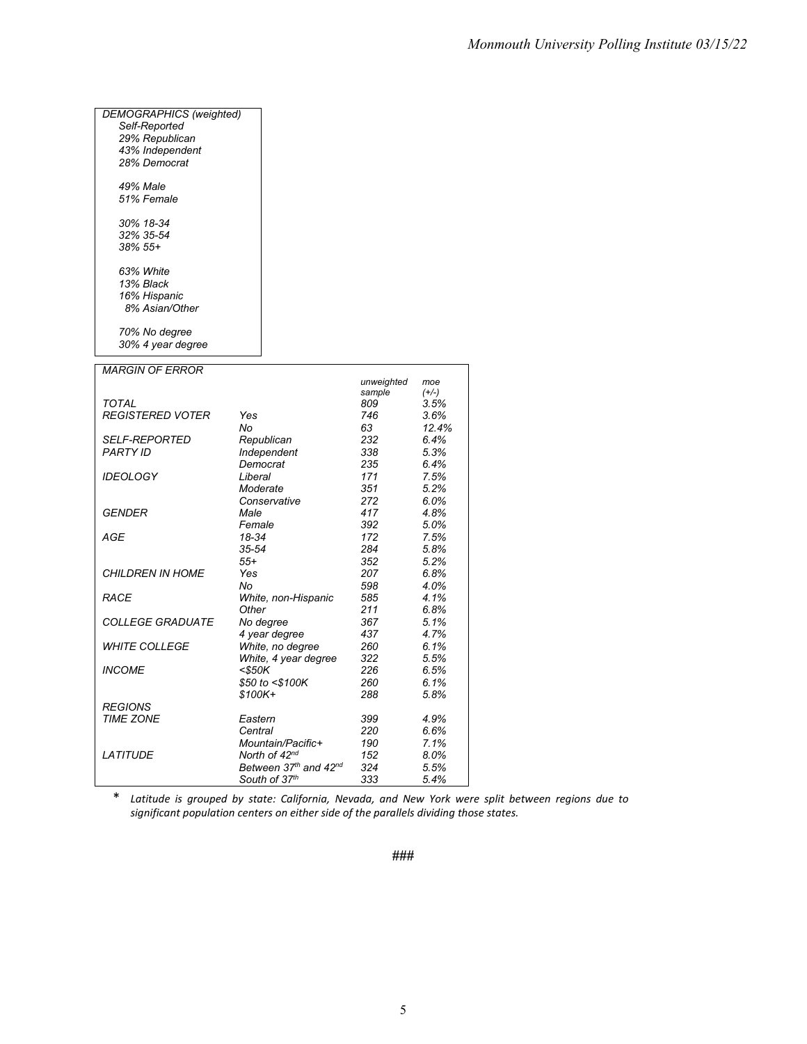*DEMOGRAPHICS (weighted)*

*Self-Reported*
*29% Republican*
*43% Independent*
*28% Democrat*

*49% Male*
*51% Female*

*30% 18-34*
*32% 35-54*
*38% 55+*

*63% White*
*13% Black*
*16% Hispanic*
*8% Asian/Other*

*70% No degree*
*30% 4 year degree*

| *MARGIN OF ERROR* | | *unweighted sample* | *moe (+/-)* |
|---|---|---|---|
| *TOTAL* | | *809* | *3.5%* |
| *REGISTERED VOTER* | *Yes* | *746* | *3.6%* |
| | *No* | *63* | *12.4%* |
| *SELF-REPORTED PARTY ID* | *Republican* | *232* | *6.4%* |
| | *Independent* | *338* | *5.3%* |
| | *Democrat* | *235* | *6.4%* |
| *IDEOLOGY* | *Liberal* | *171* | *7.5%* |
| | *Moderate* | *351* | *5.2%* |
| | *Conservative* | *272* | *6.0%* |
| *GENDER* | *Male* | *417* | *4.8%* |
| | *Female* | *392* | *5.0%* |
| *AGE* | *18-34* | *172* | *7.5%* |
| | *35-54* | *284* | *5.8%* |
| | *55+* | *352* | *5.2%* |
| *CHILDREN IN HOME* | *Yes* | *207* | *6.8%* |
| | *No* | *598* | *4.0%* |
| *RACE* | *White, non-Hispanic* | *585* | *4.1%* |
| | *Other* | *211* | *6.8%* |
| *COLLEGE GRADUATE* | *No degree* | *367* | *5.1%* |
| | *4 year degree* | *437* | *4.7%* |
| *WHITE COLLEGE* | *White, no degree* | *260* | *6.1%* |
| | *White, 4 year degree* | *322* | *5.5%* |
| *INCOME* | *<$50K* | *226* | *6.5%* |
| | *$50 to <$100K* | *260* | *6.1%* |
| | *$100K+* | *288* | *5.8%* |
| *REGIONS* | | | |
| *TIME ZONE* | *Eastern* | *399* | *4.9%* |
| | *Central* | *220* | *6.6%* |
| | *Mountain/Pacific+* | *190* | *7.1%* |
| *LATITUDE* | *North of 42nd* | *152* | *8.0%* |
| | *Between 37th and 42nd* | *324* | *5.5%* |
| | *South of 37th* | *333* | *5.4%* |

\* *Latitude is grouped by state: California, Nevada, and New York were split between regions due to significant population centers on either side of the parallels dividing those states.*

###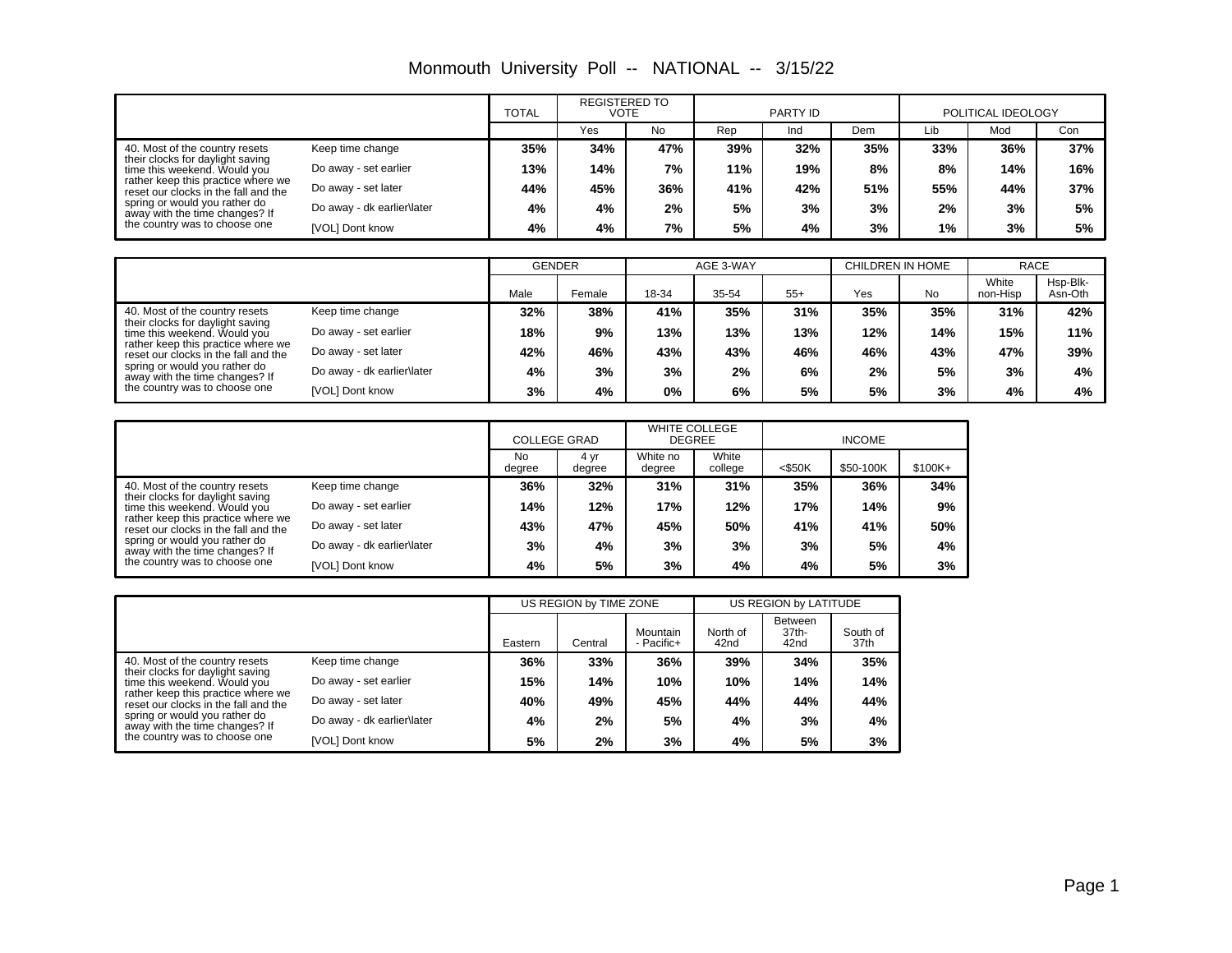# Monmouth University Poll -- NATIONAL -- 3/15/22

| | | TOTAL | REGISTERED TO VOTE | | PARTY ID | | | POLITICAL IDEOLOGY | | |
|---|---|---|---|---|---|---|---|---|---|---|
| | | | Yes | No | Rep | Ind | Dem | Lib | Mod | Con |
| 40. Most of the country resets their clocks for daylight saving time this weekend. Would you rather keep this practice where we reset our clocks in the fall and the spring or would you rather do away with the time changes? If the country was to choose one | Keep time change | 35% | 34% | 47% | 39% | 32% | 35% | 33% | 36% | 37% |
| | Do away - set earlier | 13% | 14% | 7% | 11% | 19% | 8% | 8% | 14% | 16% |
| | Do away - set later | 44% | 45% | 36% | 41% | 42% | 51% | 55% | 44% | 37% |
| | Do away - dk earlier\later | 4% | 4% | 2% | 5% | 3% | 3% | 2% | 3% | 5% |
| | [VOL] Dont know | 4% | 4% | 7% | 5% | 4% | 3% | 1% | 3% | 5% |

| | | GENDER | | AGE 3-WAY | | | CHILDREN IN HOME | | RACE | |
|---|---|---|---|---|---|---|---|---|---|---|
| | | Male | Female | 18-34 | 35-54 | 55+ | Yes | No | White non-Hisp | Hsp-Blk-Asn-Oth |
| 40. Most of the country resets their clocks for daylight saving time this weekend. Would you rather keep this practice where we reset our clocks in the fall and the spring or would you rather do away with the time changes? If the country was to choose one | Keep time change | 32% | 38% | 41% | 35% | 31% | 35% | 35% | 31% | 42% |
| | Do away - set earlier | 18% | 9% | 13% | 13% | 13% | 12% | 14% | 15% | 11% |
| | Do away - set later | 42% | 46% | 43% | 43% | 46% | 46% | 43% | 47% | 39% |
| | Do away - dk earlier\later | 4% | 3% | 3% | 2% | 6% | 2% | 5% | 3% | 4% |
| | [VOL] Dont know | 3% | 4% | 0% | 6% | 5% | 5% | 3% | 4% | 4% |

| | | COLLEGE GRAD | | WHITE COLLEGE DEGREE | | INCOME | | |
|---|---|---|---|---|---|---|---|---|
| | | No degree | 4 yr degree | White no degree | White college | <$50K | $50-100K | $100K+ |
| 40. Most of the country resets their clocks for daylight saving time this weekend. Would you rather keep this practice where we reset our clocks in the fall and the spring or would you rather do away with the time changes? If the country was to choose one | Keep time change | 36% | 32% | 31% | 31% | 35% | 36% | 34% |
| | Do away - set earlier | 14% | 12% | 17% | 12% | 17% | 14% | 9% |
| | Do away - set later | 43% | 47% | 45% | 50% | 41% | 41% | 50% |
| | Do away - dk earlier\later | 3% | 4% | 3% | 3% | 3% | 5% | 4% |
| | [VOL] Dont know | 4% | 5% | 3% | 4% | 4% | 5% | 3% |

| | | US REGION by TIME ZONE | | | US REGION by LATITUDE | | |
|---|---|---|---|---|---|---|---|
| | | Eastern | Central | Mountain - Pacific+ | North of 42nd | Between 37th-42nd | South of 37th |
| 40. Most of the country resets their clocks for daylight saving time this weekend. Would you rather keep this practice where we reset our clocks in the fall and the spring or would you rather do away with the time changes? If the country was to choose one | Keep time change | 36% | 33% | 36% | 39% | 34% | 35% |
| | Do away - set earlier | 15% | 14% | 10% | 10% | 14% | 14% |
| | Do away - set later | 40% | 49% | 45% | 44% | 44% | 44% |
| | Do away - dk earlier\later | 4% | 2% | 5% | 4% | 3% | 4% |
| | [VOL] Dont know | 5% | 2% | 3% | 4% | 5% | 3% |